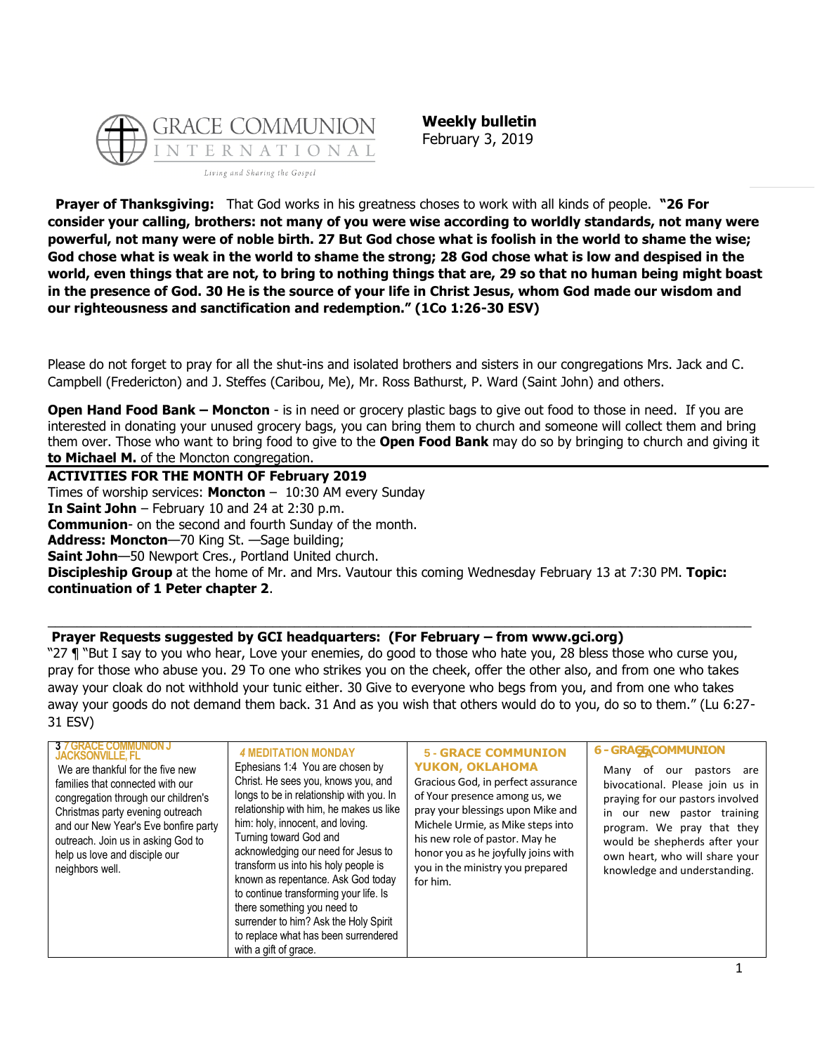GRACE COMMUNION INTERNATIONAL

Living and Sharing the Gospel

**Weekly bulletin**
February 3, 2019

**Prayer of Thanksgiving:** That God works in his greatness choses to work with all kinds of people. **"26 For consider your calling, brothers: not many of you were wise according to worldly standards, not many were powerful, not many were of noble birth. 27 But God chose what is foolish in the world to shame the wise; God chose what is weak in the world to shame the strong; 28 God chose what is low and despised in the world, even things that are not, to bring to nothing things that are, 29 so that no human being might boast in the presence of God. 30 He is the source of your life in Christ Jesus, whom God made our wisdom and our righteousness and sanctification and redemption." (1Co 1:26-30 ESV)**

Please do not forget to pray for all the shut-ins and isolated brothers and sisters in our congregations Mrs. Jack and C. Campbell (Fredericton) and J. Steffes (Caribou, Me), Mr. Ross Bathurst, P. Ward (Saint John) and others.

**Open Hand Food Bank – Moncton** - is in need or grocery plastic bags to give out food to those in need. If you are interested in donating your unused grocery bags, you can bring them to church and someone will collect them and bring them over. Those who want to bring food to give to the **Open Food Bank** may do so by bringing to church and giving it **to Michael M.** of the Moncton congregation.

**ACTIVITIES FOR THE MONTH OF February 2019**

Times of worship services: **Moncton** – 10:30 AM every Sunday
**In Saint John** – February 10 and 24 at 2:30 p.m.
**Communion**- on the second and fourth Sunday of the month.
**Address: Moncton**—70 King St. —Sage building;
**Saint John**—50 Newport Cres., Portland United church.
**Discipleship Group** at the home of Mr. and Mrs. Vautour this coming Wednesday February 13 at 7:30 PM. **Topic: continuation of 1 Peter chapter 2**.

---

**Prayer Requests suggested by GCI headquarters: (For February – from www.gci.org)**

"27 ¶ "But I say to you who hear, Love your enemies, do good to those who hate you, 28 bless those who curse you, pray for those who abuse you. 29 To one who strikes you on the cheek, offer the other also, and from one who takes away your cloak do not withhold your tunic either. 30 Give to everyone who begs from you, and from one who takes away your goods do not demand them back. 31 And as you wish that others would do to you, do so to them." (Lu 6:27-31 ESV)

| 3 - GRACE COMMUNION JACKSONVILLE, FL | 4 MEDITATION MONDAY | 5 - GRACE COMMUNION YUKON, OKLAHOMA | 6 - GRACE COMMUNION |
|---|---|---|---|
| We are thankful for the five new families that connected with our congregation through our children's Christmas party evening outreach and our New Year's Eve bonfire party outreach. Join us in asking God to help us love and disciple our neighbors well. | Ephesians 1:4 You are chosen by Christ. He sees you, knows you, and longs to be in relationship with you. In relationship with him, he makes us like him: holy, innocent, and loving. Turning toward God and acknowledging our need for Jesus to transform us into his holy people is known as repentance. Ask God today to continue transforming your life. Is there something you need to surrender to him? Ask the Holy Spirit to replace what has been surrendered with a gift of grace. | Gracious God, in perfect assurance of Your presence among us, we pray your blessings upon Mike and Michele Urmie, as Mike steps into his new role of pastor. May he honor you as he joyfully joins with you in the ministry you prepared for him. | Many of our pastors are bivocational. Please join us in praying for our pastors involved in our new pastor training program. We pray that they would be shepherds after your own heart, who will share your knowledge and understanding. |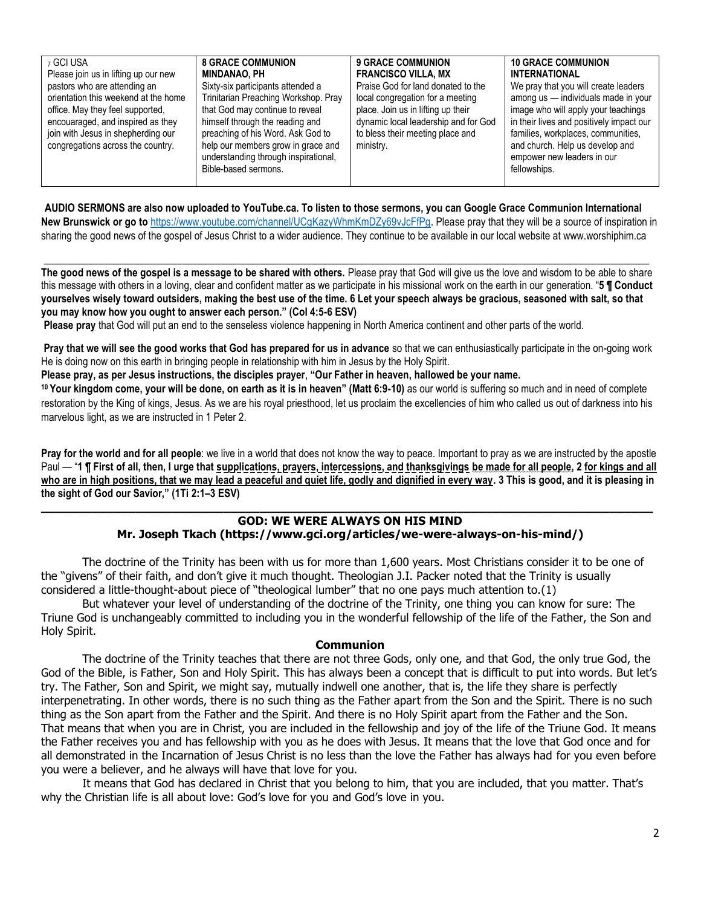| | | | |
|---|---|---|---|
| 7 GCI USA<br>Please join us in lifting up our new pastors who are attending an orientation this weekend at the home office. May they feel supported, encouaraged, and inspired as they join with Jesus in shepherding our congregations across the country. | **8 GRACE COMMUNION MINDANAO, PH**<br>Sixty-six participants attended a Trinitarian Preaching Workshop. Pray that God may continue to reveal himself through the reading and preaching of his Word. Ask God to help our members grow in grace and understanding through inspirational, Bible-based sermons. | **9 GRACE COMMUNION FRANCISCO VILLA, MX**<br>Praise God for land donated to the local congregation for a meeting place. Join us in lifting up their dynamic local leadership and for God to bless their meeting place and ministry. | **10 GRACE COMMUNION INTERNATIONAL**<br>We pray that you will create leaders among us — individuals made in your image who will apply your teachings in their lives and positively impact our families, workplaces, communities, and church. Help us develop and empower new leaders in our fellowships. |

**AUDIO SERMONS are also now uploaded to YouTube.ca. To listen to those sermons, you can Google Grace Communion International New Brunswick or go to** https://www.youtube.com/channel/UCgKazyWhmKmDZy69vJcFfPg. Please pray that they will be a source of inspiration in sharing the good news of the gospel of Jesus Christ to a wider audience. They continue to be available in our local website at www.worshiphim.ca

---

**The good news of the gospel is a message to be shared with others.** Please pray that God will give us the love and wisdom to be able to share this message with others in a loving, clear and confident matter as we participate in his missional work on the earth in our generation. "**5 ¶ Conduct yourselves wisely toward outsiders, making the best use of the time. 6 Let your speech always be gracious, seasoned with salt, so that you may know how you ought to answer each person." (Col 4:5-6 ESV)**

**Please pray** that God will put an end to the senseless violence happening in North America continent and other parts of the world.

**Pray that we will see the good works that God has prepared for us in advance** so that we can enthusiastically participate in the on-going work He is doing now on this earth in bringing people in relationship with him in Jesus by the Holy Spirit.

**Please pray, as per Jesus instructions, the disciples prayer**, **"Our Father in heaven, hallowed be your name.**
**10 Your kingdom come, your will be done, on earth as it is in heaven" (Matt 6:9-10)** as our world is suffering so much and in need of complete restoration by the King of kings, Jesus. As we are his royal priesthood, let us proclaim the excellencies of him who called us out of darkness into his marvelous light, as we are instructed in 1 Peter 2.

**Pray for the world and for all people**: we live in a world that does not know the way to peace. Important to pray as we are instructed by the apostle Paul — "**1 ¶ First of all, then, I urge that supplications, prayers, intercessions, and thanksgivings be made for all people, 2 for kings and all who are in high positions, that we may lead a peaceful and quiet life, godly and dignified in every way. 3 This is good, and it is pleasing in the sight of God our Savior," (1Ti 2:1–3 ESV)**

---

## GOD: WE WERE ALWAYS ON HIS MIND
### Mr. Joseph Tkach (https://www.gci.org/articles/we-were-always-on-his-mind/)

The doctrine of the Trinity has been with us for more than 1,600 years. Most Christians consider it to be one of the "givens" of their faith, and don't give it much thought. Theologian J.I. Packer noted that the Trinity is usually considered a little-thought-about piece of "theological lumber" that no one pays much attention to.(1)

But whatever your level of understanding of the doctrine of the Trinity, one thing you can know for sure: The Triune God is unchangeably committed to including you in the wonderful fellowship of the life of the Father, the Son and Holy Spirit.

### Communion

The doctrine of the Trinity teaches that there are not three Gods, only one, and that God, the only true God, the God of the Bible, is Father, Son and Holy Spirit. This has always been a concept that is difficult to put into words. But let's try. The Father, Son and Spirit, we might say, mutually indwell one another, that is, the life they share is perfectly interpenetrating. In other words, there is no such thing as the Father apart from the Son and the Spirit. There is no such thing as the Son apart from the Father and the Spirit. And there is no Holy Spirit apart from the Father and the Son. That means that when you are in Christ, you are included in the fellowship and joy of the life of the Triune God. It means the Father receives you and has fellowship with you as he does with Jesus. It means that the love that God once and for all demonstrated in the Incarnation of Jesus Christ is no less than the love the Father has always had for you even before you were a believer, and he always will have that love for you.

It means that God has declared in Christ that you belong to him, that you are included, that you matter. That's why the Christian life is all about love: God's love for you and God's love in you.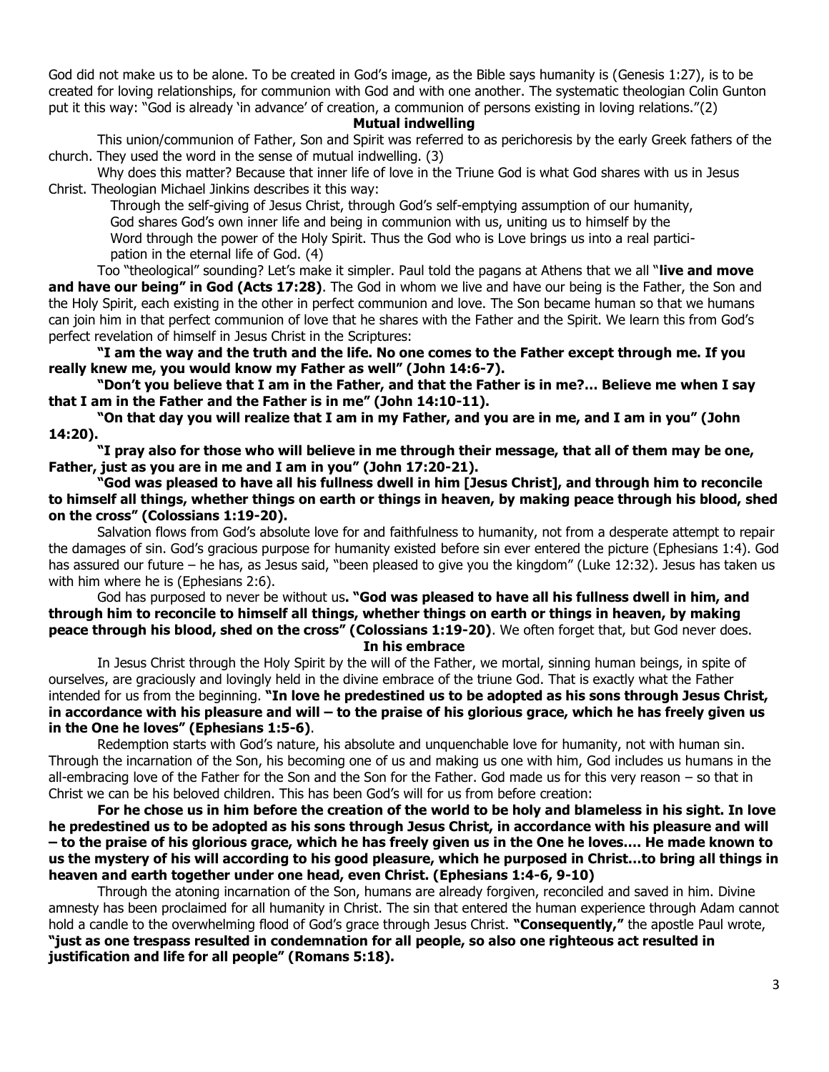God did not make us to be alone. To be created in God's image, as the Bible says humanity is (Genesis 1:27), is to be created for loving relationships, for communion with God and with one another. The systematic theologian Colin Gunton put it this way: "God is already 'in advance' of creation, a communion of persons existing in loving relations."(2)

### Mutual indwelling

This union/communion of Father, Son and Spirit was referred to as perichoresis by the early Greek fathers of the church. They used the word in the sense of mutual indwelling. (3)

Why does this matter? Because that inner life of love in the Triune God is what God shares with us in Jesus Christ. Theologian Michael Jinkins describes it this way:

> Through the self-giving of Jesus Christ, through God's self-emptying assumption of our humanity, God shares God's own inner life and being in communion with us, uniting us to himself by the Word through the power of the Holy Spirit. Thus the God who is Love brings us into a real participation in the eternal life of God. (4)

Too "theological" sounding? Let's make it simpler. Paul told the pagans at Athens that we all "**live and move and have our being" in God (Acts 17:28)**. The God in whom we live and have our being is the Father, the Son and the Holy Spirit, each existing in the other in perfect communion and love. The Son became human so that we humans can join him in that perfect communion of love that he shares with the Father and the Spirit. We learn this from God's perfect revelation of himself in Jesus Christ in the Scriptures:

**"I am the way and the truth and the life. No one comes to the Father except through me. If you really knew me, you would know my Father as well" (John 14:6-7).**

**"Don't you believe that I am in the Father, and that the Father is in me?… Believe me when I say that I am in the Father and the Father is in me" (John 14:10-11).**

**"On that day you will realize that I am in my Father, and you are in me, and I am in you" (John 14:20).**

**"I pray also for those who will believe in me through their message, that all of them may be one, Father, just as you are in me and I am in you" (John 17:20-21).**

**"God was pleased to have all his fullness dwell in him [Jesus Christ], and through him to reconcile to himself all things, whether things on earth or things in heaven, by making peace through his blood, shed on the cross" (Colossians 1:19-20).**

Salvation flows from God's absolute love for and faithfulness to humanity, not from a desperate attempt to repair the damages of sin. God's gracious purpose for humanity existed before sin ever entered the picture (Ephesians 1:4). God has assured our future – he has, as Jesus said, "been pleased to give you the kingdom" (Luke 12:32). Jesus has taken us with him where he is (Ephesians 2:6).

God has purposed to never be without us**. "God was pleased to have all his fullness dwell in him, and through him to reconcile to himself all things, whether things on earth or things in heaven, by making peace through his blood, shed on the cross" (Colossians 1:19-20)**. We often forget that, but God never does.

### In his embrace

In Jesus Christ through the Holy Spirit by the will of the Father, we mortal, sinning human beings, in spite of ourselves, are graciously and lovingly held in the divine embrace of the triune God. That is exactly what the Father intended for us from the beginning. **"In love he predestined us to be adopted as his sons through Jesus Christ, in accordance with his pleasure and will – to the praise of his glorious grace, which he has freely given us in the One he loves" (Ephesians 1:5-6)**.

Redemption starts with God's nature, his absolute and unquenchable love for humanity, not with human sin. Through the incarnation of the Son, his becoming one of us and making us one with him, God includes us humans in the all-embracing love of the Father for the Son and the Son for the Father. God made us for this very reason – so that in Christ we can be his beloved children. This has been God's will for us from before creation:

**For he chose us in him before the creation of the world to be holy and blameless in his sight. In love he predestined us to be adopted as his sons through Jesus Christ, in accordance with his pleasure and will – to the praise of his glorious grace, which he has freely given us in the One he loves…. He made known to us the mystery of his will according to his good pleasure, which he purposed in Christ…to bring all things in heaven and earth together under one head, even Christ. (Ephesians 1:4-6, 9-10)**

Through the atoning incarnation of the Son, humans are already forgiven, reconciled and saved in him. Divine amnesty has been proclaimed for all humanity in Christ. The sin that entered the human experience through Adam cannot hold a candle to the overwhelming flood of God's grace through Jesus Christ. **"Consequently,"** the apostle Paul wrote, **"just as one trespass resulted in condemnation for all people, so also one righteous act resulted in justification and life for all people" (Romans 5:18).**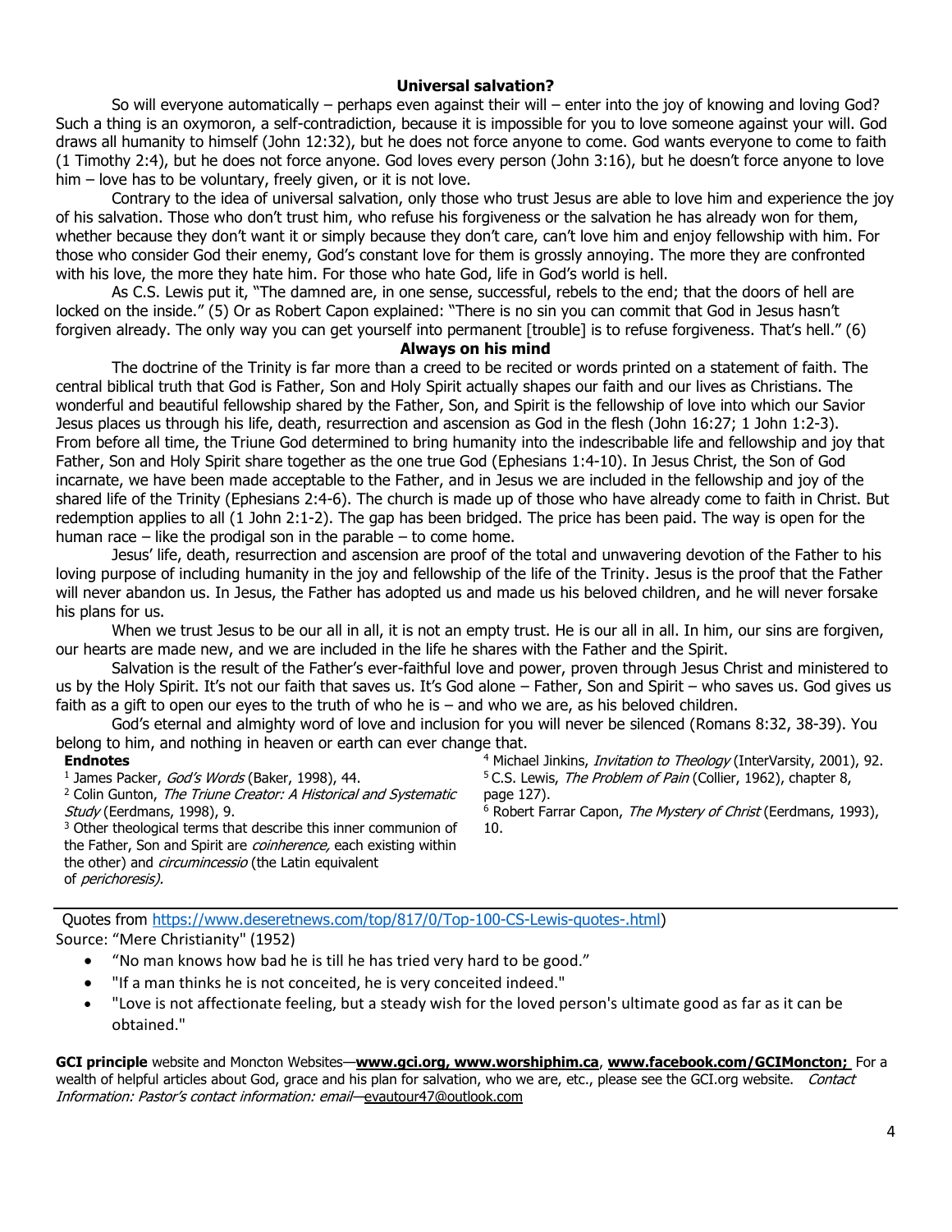## Universal salvation?

So will everyone automatically – perhaps even against their will – enter into the joy of knowing and loving God? Such a thing is an oxymoron, a self-contradiction, because it is impossible for you to love someone against your will. God draws all humanity to himself (John 12:32), but he does not force anyone to come. God wants everyone to come to faith (1 Timothy 2:4), but he does not force anyone. God loves every person (John 3:16), but he doesn't force anyone to love him – love has to be voluntary, freely given, or it is not love.

Contrary to the idea of universal salvation, only those who trust Jesus are able to love him and experience the joy of his salvation. Those who don't trust him, who refuse his forgiveness or the salvation he has already won for them, whether because they don't want it or simply because they don't care, can't love him and enjoy fellowship with him. For those who consider God their enemy, God's constant love for them is grossly annoying. The more they are confronted with his love, the more they hate him. For those who hate God, life in God's world is hell.

As C.S. Lewis put it, "The damned are, in one sense, successful, rebels to the end; that the doors of hell are locked on the inside." (5) Or as Robert Capon explained: "There is no sin you can commit that God in Jesus hasn't forgiven already. The only way you can get yourself into permanent [trouble] is to refuse forgiveness. That's hell." (6)

## Always on his mind

The doctrine of the Trinity is far more than a creed to be recited or words printed on a statement of faith. The central biblical truth that God is Father, Son and Holy Spirit actually shapes our faith and our lives as Christians. The wonderful and beautiful fellowship shared by the Father, Son, and Spirit is the fellowship of love into which our Savior Jesus places us through his life, death, resurrection and ascension as God in the flesh (John 16:27; 1 John 1:2-3). From before all time, the Triune God determined to bring humanity into the indescribable life and fellowship and joy that Father, Son and Holy Spirit share together as the one true God (Ephesians 1:4-10). In Jesus Christ, the Son of God incarnate, we have been made acceptable to the Father, and in Jesus we are included in the fellowship and joy of the shared life of the Trinity (Ephesians 2:4-6). The church is made up of those who have already come to faith in Christ. But redemption applies to all (1 John 2:1-2). The gap has been bridged. The price has been paid. The way is open for the human race – like the prodigal son in the parable – to come home.

Jesus' life, death, resurrection and ascension are proof of the total and unwavering devotion of the Father to his loving purpose of including humanity in the joy and fellowship of the life of the Trinity. Jesus is the proof that the Father will never abandon us. In Jesus, the Father has adopted us and made us his beloved children, and he will never forsake his plans for us.

When we trust Jesus to be our all in all, it is not an empty trust. He is our all in all. In him, our sins are forgiven, our hearts are made new, and we are included in the life he shares with the Father and the Spirit.

Salvation is the result of the Father's ever-faithful love and power, proven through Jesus Christ and ministered to us by the Holy Spirit. It's not our faith that saves us. It's God alone – Father, Son and Spirit – who saves us. God gives us faith as a gift to open our eyes to the truth of who he is – and who we are, as his beloved children.

God's eternal and almighty word of love and inclusion for you will never be silenced (Romans 8:32, 38-39). You belong to him, and nothing in heaven or earth can ever change that.

**Endnotes**

[1] James Packer, *God's Words* (Baker, 1998), 44.

[2] Colin Gunton, *The Triune Creator: A Historical and Systematic Study* (Eerdmans, 1998), 9.

[3] Other theological terms that describe this inner communion of the Father, Son and Spirit are *coinherence,* each existing within the other) and *circumincessio* (the Latin equivalent of *perichoresis).*

[4] Michael Jinkins, *Invitation to Theology* (InterVarsity, 2001), 92.

[5] C.S. Lewis, *The Problem of Pain* (Collier, 1962), chapter 8, page 127).

[6] Robert Farrar Capon, *The Mystery of Christ* (Eerdmans, 1993), 10.

---

Quotes from https://www.deseretnews.com/top/817/0/Top-100-CS-Lewis-quotes-.html)
Source: "Mere Christianity" (1952)

- "No man knows how bad he is till he has tried very hard to be good."
- "If a man thinks he is not conceited, he is very conceited indeed."
- "Love is not affectionate feeling, but a steady wish for the loved person's ultimate good as far as it can be obtained."

**GCI principle** website and Moncton Websites—**www.gci.org, www.worshiphim.ca**, **www.facebook.com/GCIMoncton;** For a wealth of helpful articles about God, grace and his plan for salvation, who we are, etc., please see the GCI.org website. *Contact Information: Pastor's contact information: email—*evautour47@outlook.com